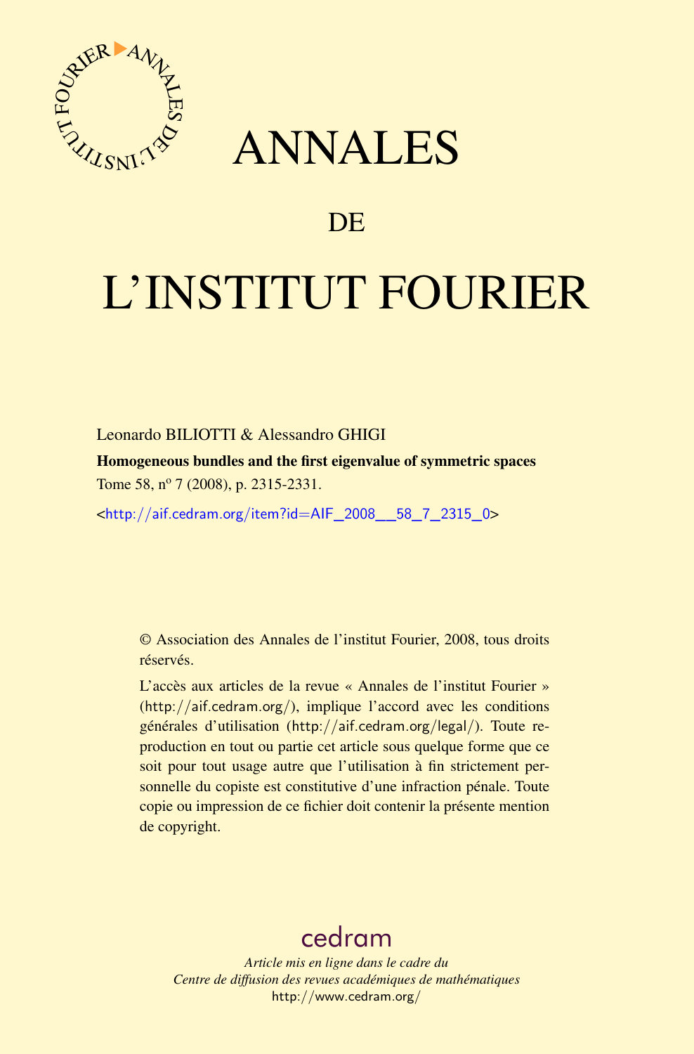# ANNALES

# DE

# L'INSTITUT FOURIER

Leonardo BILIOTTI & Alessandro GHIGI

**Homogeneous bundles and the first eigenvalue of symmetric spaces**

Tome 58, nº 7 (2008), p. 2315-2331.

<http://aif.cedram.org/item?id=AIF_2008__58_7_2315_0>

© Association des Annales de l'institut Fourier, 2008, tous droits réservés.

L'accès aux articles de la revue « Annales de l'institut Fourier » (http://aif.cedram.org/), implique l'accord avec les conditions générales d'utilisation (http://aif.cedram.org/legal/). Toute reproduction en tout ou partie cet article sous quelque forme que ce soit pour tout usage autre que l'utilisation à fin strictement personnelle du copiste est constitutive d'une infraction pénale. Toute copie ou impression de ce fichier doit contenir la présente mention de copyright.

cedram

*Article mis en ligne dans le cadre du*
*Centre de diffusion des revues académiques de mathématiques*
http://www.cedram.org/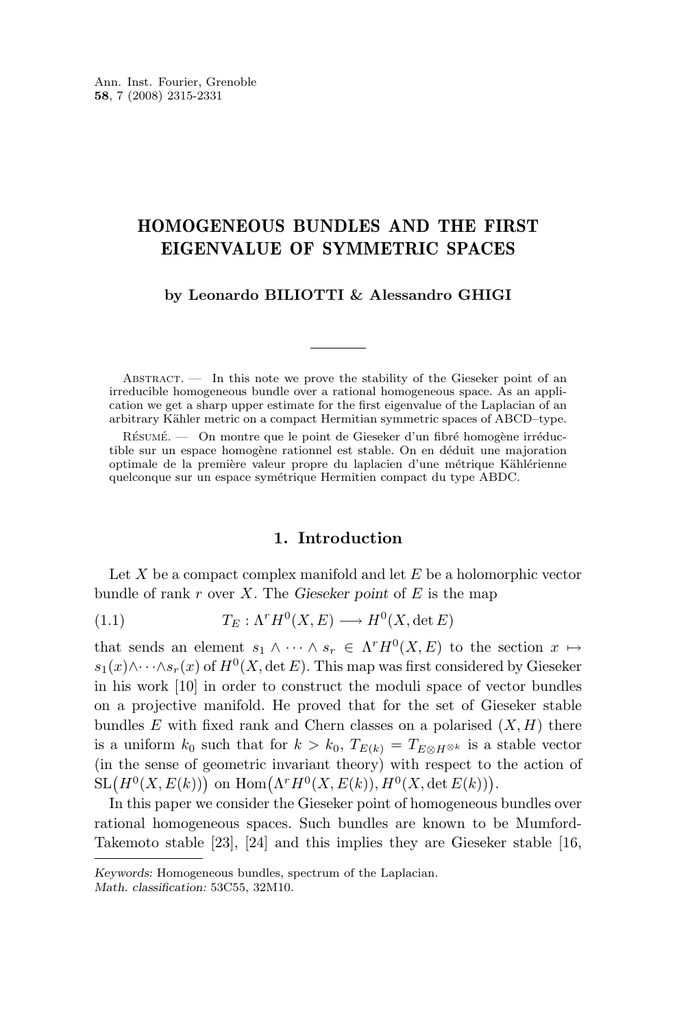# HOMOGENEOUS BUNDLES AND THE FIRST EIGENVALUE OF SYMMETRIC SPACES

**by Leonardo BILIOTTI & Alessandro GHIGI**

---

ABSTRACT. — In this note we prove the stability of the Gieseker point of an irreducible homogeneous bundle over a rational homogeneous space. As an application we get a sharp upper estimate for the first eigenvalue of the Laplacian of an arbitrary Kähler metric on a compact Hermitian symmetric spaces of ABCD–type.

RÉSUMÉ. — On montre que le point de Gieseker d'un fibré homogène irréductible sur un espace homogène rationnel est stable. On en déduit une majoration optimale de la première valeur propre du laplacien d'une métrique Kählérienne quelconque sur un espace symétrique Hermitien compact du type ABDC.

## 1. Introduction

Let $X$ be a compact complex manifold and let $E$ be a holomorphic vector bundle of rank $r$ over $X$. The *Gieseker point* of $E$ is the map

$$T_E : \Lambda^r H^0(X, E) \longrightarrow H^0(X, \det E) \tag{1.1}$$

that sends an element $s_1 \wedge \cdots \wedge s_r \in \Lambda^r H^0(X, E)$ to the section $x \mapsto s_1(x) \wedge \cdots \wedge s_r(x)$ of $H^0(X, \det E)$. This map was first considered by Gieseker in his work [10] in order to construct the moduli space of vector bundles on a projective manifold. He proved that for the set of Gieseker stable bundles $E$ with fixed rank and Chern classes on a polarised $(X, H)$ there is a uniform $k_0$ such that for $k > k_0$, $T_{E(k)} = T_{E \otimes H^{\otimes k}}$ is a stable vector (in the sense of geometric invariant theory) with respect to the action of $\mathrm{SL}\big(H^0(X, E(k))\big)$ on $\mathrm{Hom}\big(\Lambda^r H^0(X, E(k)), H^0(X, \det E(k))\big)$.

In this paper we consider the Gieseker point of homogeneous bundles over rational homogeneous spaces. Such bundles are known to be Mumford-Takemoto stable [23], [24] and this implies they are Gieseker stable [16,

*Keywords:* Homogeneous bundles, spectrum of the Laplacian.
*Math. classification:* 53C55, 32M10.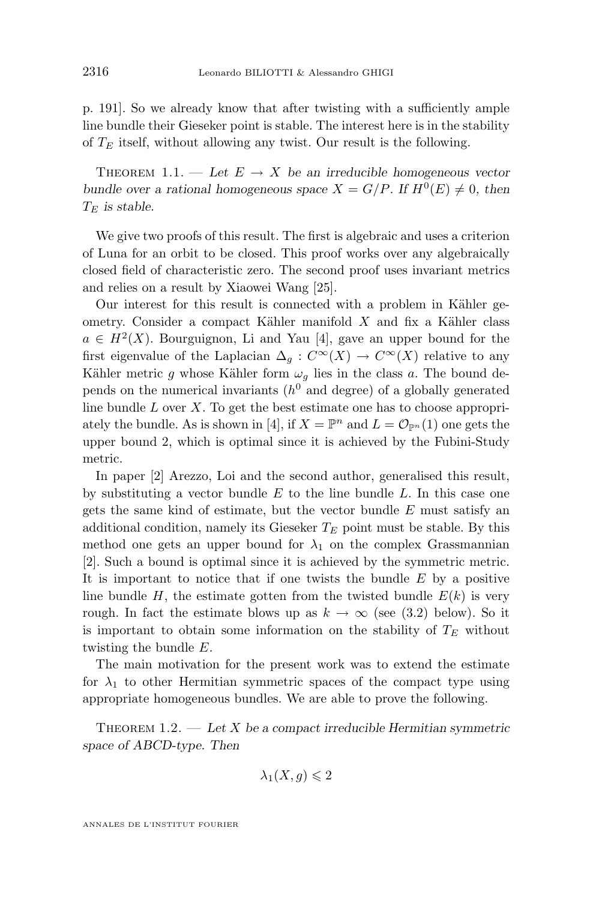p. 191]. So we already know that after twisting with a sufficiently ample line bundle their Gieseker point is stable. The interest here is in the stability of $T_E$ itself, without allowing any twist. Our result is the following.

**Theorem 1.1.** — *Let $E \to X$ be an irreducible homogeneous vector bundle over a rational homogeneous space $X = G/P$. If $H^0(E) \neq 0$, then $T_E$ is stable.*

We give two proofs of this result. The first is algebraic and uses a criterion of Luna for an orbit to be closed. This proof works over any algebraically closed field of characteristic zero. The second proof uses invariant metrics and relies on a result by Xiaowei Wang [25].

Our interest for this result is connected with a problem in Kähler geometry. Consider a compact Kähler manifold $X$ and fix a Kähler class $a \in H^2(X)$. Bourguignon, Li and Yau [4], gave an upper bound for the first eigenvalue of the Laplacian $\Delta_g : C^\infty(X) \to C^\infty(X)$ relative to any Kähler metric $g$ whose Kähler form $\omega_g$ lies in the class $a$. The bound depends on the numerical invariants ($h^0$ and degree) of a globally generated line bundle $L$ over $X$. To get the best estimate one has to choose appropriately the bundle. As is shown in [4], if $X = \mathbb{P}^n$ and $L = \mathcal{O}_{\mathbb{P}^n}(1)$ one gets the upper bound 2, which is optimal since it is achieved by the Fubini-Study metric.

In paper [2] Arezzo, Loi and the second author, generalised this result, by substituting a vector bundle $E$ to the line bundle $L$. In this case one gets the same kind of estimate, but the vector bundle $E$ must satisfy an additional condition, namely its Gieseker $T_E$ point must be stable. By this method one gets an upper bound for $\lambda_1$ on the complex Grassmannian [2]. Such a bound is optimal since it is achieved by the symmetric metric. It is important to notice that if one twists the bundle $E$ by a positive line bundle $H$, the estimate gotten from the twisted bundle $E(k)$ is very rough. In fact the estimate blows up as $k \to \infty$ (see (3.2) below). So it is important to obtain some information on the stability of $T_E$ without twisting the bundle $E$.

The main motivation for the present work was to extend the estimate for $\lambda_1$ to other Hermitian symmetric spaces of the compact type using appropriate homogeneous bundles. We are able to prove the following.

**Theorem 1.2.** — *Let $X$ be a compact irreducible Hermitian symmetric space of ABCD-type. Then*

$$\lambda_1(X, g) \leqslant 2$$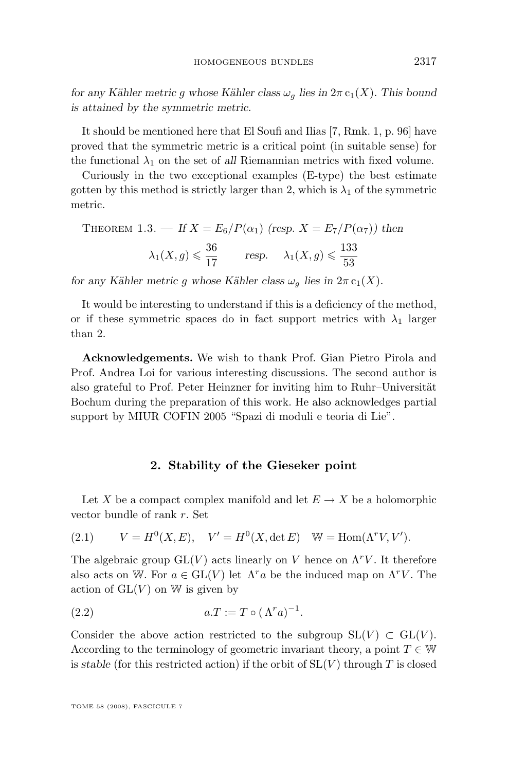*for any Kähler metric $g$ whose Kähler class $\omega_g$ lies in $2\pi\, \mathrm{c}_1(X)$. This bound is attained by the symmetric metric.*

It should be mentioned here that El Soufi and Ilias [7, Rmk. 1, p. 96] have proved that the symmetric metric is a critical point (in suitable sense) for the functional $\lambda_1$ on the set of *all* Riemannian metrics with fixed volume.

Curiously in the two exceptional examples (E-type) the best estimate gotten by this method is strictly larger than 2, which is $\lambda_1$ of the symmetric metric.

Theorem 1.3. — *If $X = E_6/P(\alpha_1)$ (resp. $X = E_7/P(\alpha_7)$) then*

$$\lambda_1(X, g) \leqslant \frac{36}{17} \qquad \text{resp.} \quad \lambda_1(X, g) \leqslant \frac{133}{53}$$

*for any Kähler metric $g$ whose Kähler class $\omega_g$ lies in $2\pi\, \mathrm{c}_1(X)$.*

It would be interesting to understand if this is a deficiency of the method, or if these symmetric spaces do in fact support metrics with $\lambda_1$ larger than 2.

**Acknowledgements.** We wish to thank Prof. Gian Pietro Pirola and Prof. Andrea Loi for various interesting discussions. The second author is also grateful to Prof. Peter Heinzner for inviting him to Ruhr–Universität Bochum during the preparation of this work. He also acknowledges partial support by MIUR COFIN 2005 "Spazi di moduli e teoria di Lie".

## 2. Stability of the Gieseker point

Let $X$ be a compact complex manifold and let $E \to X$ be a holomorphic vector bundle of rank $r$. Set

$$V = H^0(X, E), \quad V' = H^0(X, \det E) \quad \mathbb{W} = \mathrm{Hom}(\Lambda^r V, V'). \tag{2.1}$$

The algebraic group $\mathrm{GL}(V)$ acts linearly on $V$ hence on $\Lambda^r V$. It therefore also acts on $\mathbb{W}$. For $a \in \mathrm{GL}(V)$ let $\Lambda^r a$ be the induced map on $\Lambda^r V$. The action of $\mathrm{GL}(V)$ on $\mathbb{W}$ is given by

$$a.T := T \circ (\Lambda^r a)^{-1}. \tag{2.2}$$

Consider the above action restricted to the subgroup $\mathrm{SL}(V) \subset \mathrm{GL}(V)$. According to the terminology of geometric invariant theory, a point $T \in \mathbb{W}$ is *stable* (for this restricted action) if the orbit of $\mathrm{SL}(V)$ through $T$ is closed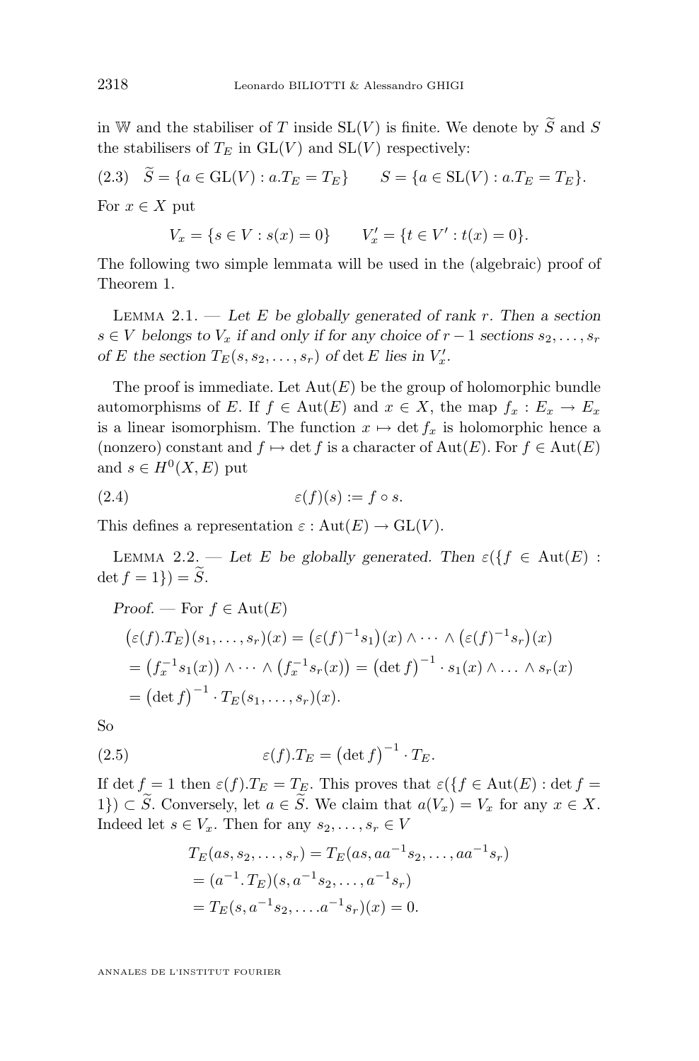in $\mathbb{W}$ and the stabiliser of $T$ inside $\mathrm{SL}(V)$ is finite. We denote by $\widetilde{S}$ and $S$ the stabilisers of $T_E$ in $\mathrm{GL}(V)$ and $\mathrm{SL}(V)$ respectively:

$$(2.3)\quad \widetilde{S} = \{a \in \mathrm{GL}(V) : a.T_E = T_E\} \qquad S = \{a \in \mathrm{SL}(V) : a.T_E = T_E\}.$$

For $x \in X$ put

$$V_x = \{s \in V : s(x) = 0\} \qquad V'_x = \{t \in V' : t(x) = 0\}.$$

The following two simple lemmata will be used in the (algebraic) proof of Theorem 1.

Lemma 2.1. — *Let $E$ be globally generated of rank $r$. Then a section $s \in V$ belongs to $V_x$ if and only if for any choice of $r-1$ sections $s_2, \dots, s_r$ of $E$ the section $T_E(s, s_2, \dots, s_r)$ of $\det E$ lies in $V'_x$.*

The proof is immediate. Let $\mathrm{Aut}(E)$ be the group of holomorphic bundle automorphisms of $E$. If $f \in \mathrm{Aut}(E)$ and $x \in X$, the map $f_x : E_x \to E_x$ is a linear isomorphism. The function $x \mapsto \det f_x$ is holomorphic hence a (nonzero) constant and $f \mapsto \det f$ is a character of $\mathrm{Aut}(E)$. For $f \in \mathrm{Aut}(E)$ and $s \in H^0(X, E)$ put

$$(2.4)\qquad \varepsilon(f)(s) := f \circ s.$$

This defines a representation $\varepsilon : \mathrm{Aut}(E) \to \mathrm{GL}(V)$.

Lemma 2.2. — *Let $E$ be globally generated. Then $\varepsilon(\{f \in \mathrm{Aut}(E) : \det f = 1\}) = \widetilde{S}$.*

*Proof.* — For $f \in \mathrm{Aut}(E)$

$$\begin{aligned}
&\big(\varepsilon(f).T_E\big)(s_1, \dots, s_r)(x) = \big(\varepsilon(f)^{-1} s_1\big)(x) \wedge \dots \wedge \big(\varepsilon(f)^{-1} s_r\big)(x)\\
&= \big(f_x^{-1} s_1(x)\big) \wedge \dots \wedge \big(f_x^{-1} s_r(x)\big) = \big(\det f\big)^{-1} \cdot s_1(x) \wedge \ldots \wedge s_r(x)\\
&= \big(\det f\big)^{-1} \cdot T_E(s_1, \dots, s_r)(x).
\end{aligned}$$

So

$$(2.5)\qquad \varepsilon(f).T_E = \big(\det f\big)^{-1} \cdot T_E.$$

If $\det f = 1$ then $\varepsilon(f).T_E = T_E$. This proves that $\varepsilon(\{f \in \mathrm{Aut}(E) : \det f = 1\}) \subset \widetilde{S}$. Conversely, let $a \in \widetilde{S}$. We claim that $a(V_x) = V_x$ for any $x \in X$. Indeed let $s \in V_x$. Then for any $s_2, \dots, s_r \in V$

$$\begin{aligned}
&T_E(as, s_2, \dots, s_r) = T_E(as, aa^{-1}s_2, \dots, aa^{-1}s_r)\\
&= (a^{-1}.T_E)(s, a^{-1}s_2, \dots, a^{-1}s_r)\\
&= T_E(s, a^{-1}s_2, \dots. a^{-1}s_r)(x) = 0.
\end{aligned}$$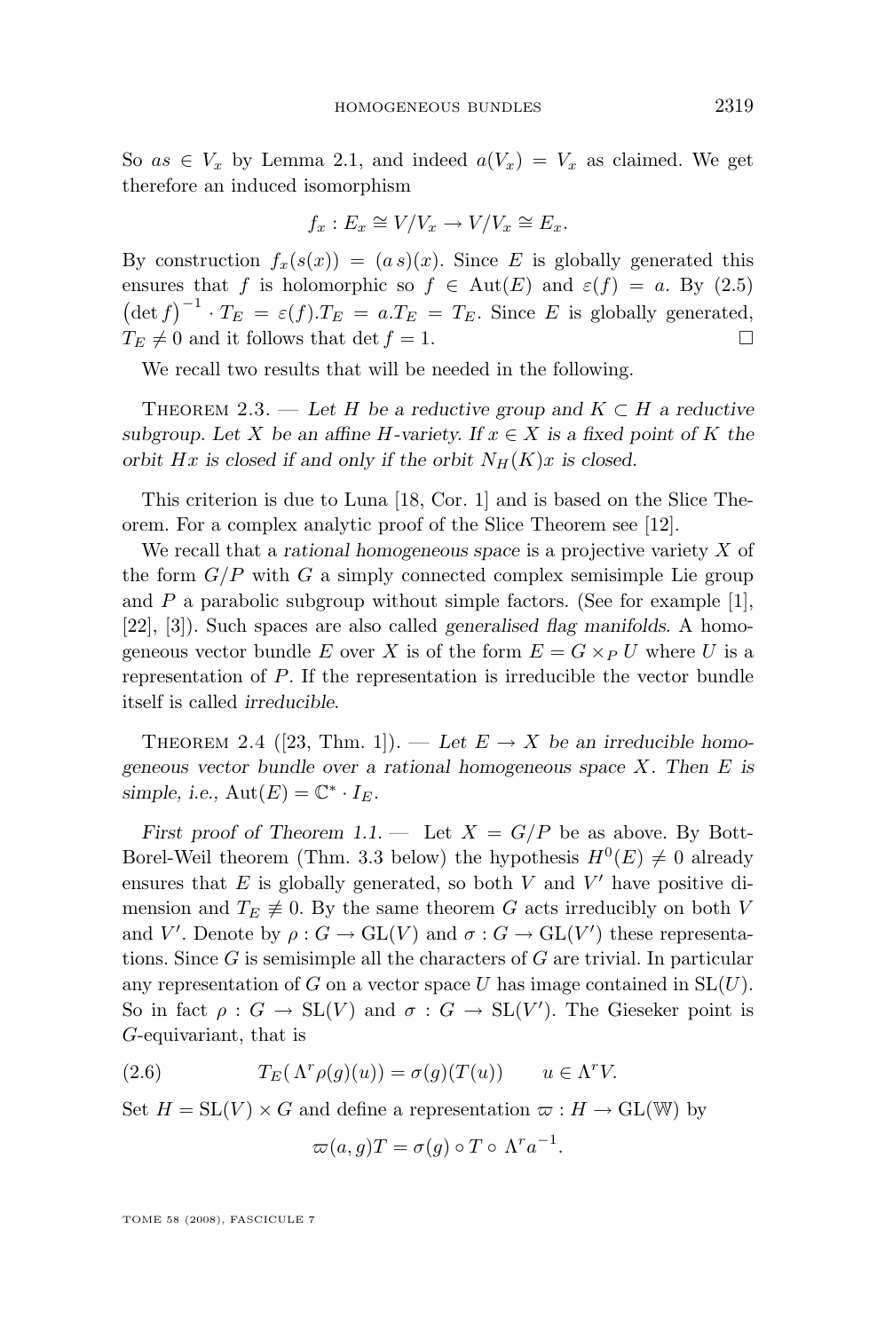So $as \in V_x$ by Lemma 2.1, and indeed $a(V_x) = V_x$ as claimed. We get therefore an induced isomorphism

$$f_x : E_x \cong V/V_x \to V/V_x \cong E_x.$$

By construction $f_x(s(x)) = (a\,s)(x)$. Since $E$ is globally generated this ensures that $f$ is holomorphic so $f \in \mathrm{Aut}(E)$ and $\varepsilon(f) = a$. By (2.5) $\big(\det f\big)^{-1} \cdot T_E = \varepsilon(f).T_E = a.T_E = T_E$. Since $E$ is globally generated, $T_E \neq 0$ and it follows that $\det f = 1$. □

We recall two results that will be needed in the following.

Theorem 2.3. — *Let $H$ be a reductive group and $K \subset H$ a reductive subgroup. Let $X$ be an affine $H$-variety. If $x \in X$ is a fixed point of $K$ the orbit $Hx$ is closed if and only if the orbit $N_H(K)x$ is closed.*

This criterion is due to Luna [18, Cor. 1] and is based on the Slice Theorem. For a complex analytic proof of the Slice Theorem see [12].

We recall that a *rational homogeneous space* is a projective variety $X$ of the form $G/P$ with $G$ a simply connected complex semisimple Lie group and $P$ a parabolic subgroup without simple factors. (See for example [1], [22], [3]). Such spaces are also called *generalised flag manifolds*. A homogeneous vector bundle $E$ over $X$ is of the form $E = G \times_P U$ where $U$ is a representation of $P$. If the representation is irreducible the vector bundle itself is called *irreducible*.

Theorem 2.4 ([23, Thm. 1]). — *Let $E \to X$ be an irreducible homogeneous vector bundle over a rational homogeneous space $X$. Then $E$ is simple, i.e.,* $\mathrm{Aut}(E) = \mathbb{C}^* \cdot I_E$.

*First proof of Theorem 1.1.* — Let $X = G/P$ be as above. By Bott-Borel-Weil theorem (Thm. 3.3 below) the hypothesis $H^0(E) \neq 0$ already ensures that $E$ is globally generated, so both $V$ and $V'$ have positive dimension and $T_E \not\equiv 0$. By the same theorem $G$ acts irreducibly on both $V$ and $V'$. Denote by $\rho : G \to \mathrm{GL}(V)$ and $\sigma : G \to \mathrm{GL}(V')$ these representations. Since $G$ is semisimple all the characters of $G$ are trivial. In particular any representation of $G$ on a vector space $U$ has image contained in $\mathrm{SL}(U)$. So in fact $\rho : G \to \mathrm{SL}(V)$ and $\sigma : G \to \mathrm{SL}(V')$. The Gieseker point is $G$-equivariant, that is

$$T_E(\,\Lambda^r \rho(g)(u)) = \sigma(g)(T(u)) \qquad u \in \Lambda^r V. \tag{2.6}$$

Set $H = \mathrm{SL}(V) \times G$ and define a representation $\varpi : H \to \mathrm{GL}(\mathbb{W})$ by

$$\varpi(a, g)T = \sigma(g) \circ T \circ \Lambda^r a^{-1}.$$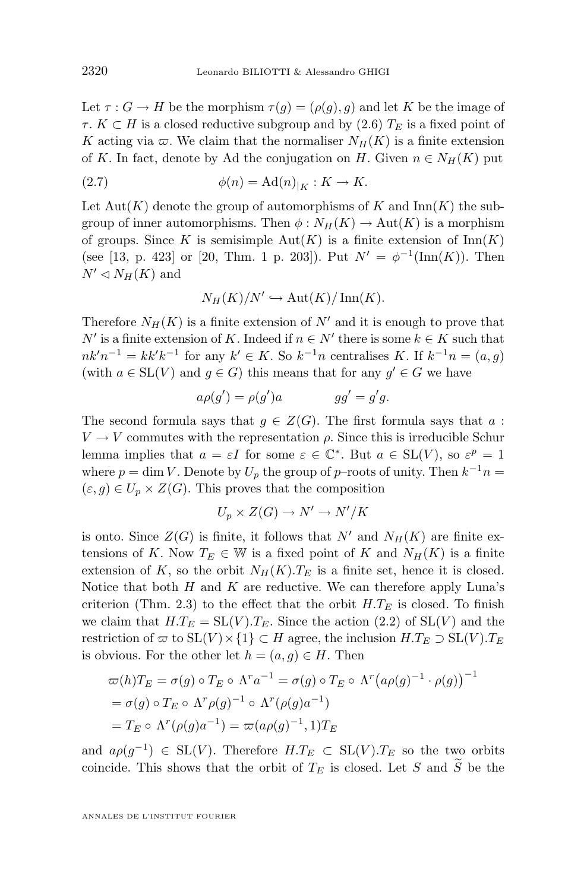Let $\tau : G \to H$ be the morphism $\tau(g) = (\rho(g), g)$ and let $K$ be the image of $\tau$. $K \subset H$ is a closed reductive subgroup and by (2.6) $T_E$ is a fixed point of $K$ acting via $\varpi$. We claim that the normaliser $N_H(K)$ is a finite extension of $K$. In fact, denote by Ad the conjugation on $H$. Given $n \in N_H(K)$ put

$$\phi(n) = \operatorname{Ad}(n)_{|K} : K \to K. \tag{2.7}$$

Let $\operatorname{Aut}(K)$ denote the group of automorphisms of $K$ and $\operatorname{Inn}(K)$ the subgroup of inner automorphisms. Then $\phi : N_H(K) \to \operatorname{Aut}(K)$ is a morphism of groups. Since $K$ is semisimple $\operatorname{Aut}(K)$ is a finite extension of $\operatorname{Inn}(K)$ (see [13, p. 423] or [20, Thm. 1 p. 203]). Put $N' = \phi^{-1}(\operatorname{Inn}(K))$. Then $N' \lhd N_H(K)$ and

$$N_H(K)/N' \hookrightarrow \operatorname{Aut}(K)/\operatorname{Inn}(K).$$

Therefore $N_H(K)$ is a finite extension of $N'$ and it is enough to prove that $N'$ is a finite extension of $K$. Indeed if $n \in N'$ there is some $k \in K$ such that $nk'n^{-1} = kk'k^{-1}$ for any $k' \in K$. So $k^{-1}n$ centralises $K$. If $k^{-1}n = (a, g)$ (with $a \in \operatorname{SL}(V)$ and $g \in G$) this means that for any $g' \in G$ we have

$$a\rho(g') = \rho(g')a \qquad\qquad gg' = g'g.$$

The second formula says that $g \in Z(G)$. The first formula says that $a : V \to V$ commutes with the representation $\rho$. Since this is irreducible Schur lemma implies that $a = \varepsilon I$ for some $\varepsilon \in \mathbb{C}^*$. But $a \in \operatorname{SL}(V)$, so $\varepsilon^p = 1$ where $p = \dim V$. Denote by $U_p$ the group of $p$–roots of unity. Then $k^{-1}n = (\varepsilon, g) \in U_p \times Z(G)$. This proves that the composition

$$U_p \times Z(G) \to N' \to N'/K$$

is onto. Since $Z(G)$ is finite, it follows that $N'$ and $N_H(K)$ are finite extensions of $K$. Now $T_E \in \mathbb{W}$ is a fixed point of $K$ and $N_H(K)$ is a finite extension of $K$, so the orbit $N_H(K).T_E$ is a finite set, hence it is closed. Notice that both $H$ and $K$ are reductive. We can therefore apply Luna's criterion (Thm. 2.3) to the effect that the orbit $H.T_E$ is closed. To finish we claim that $H.T_E = \operatorname{SL}(V).T_E$. Since the action (2.2) of $\operatorname{SL}(V)$ and the restriction of $\varpi$ to $\operatorname{SL}(V)\times\{1\} \subset H$ agree, the inclusion $H.T_E \supset \operatorname{SL}(V).T_E$ is obvious. For the other let $h = (a, g) \in H$. Then

$$\begin{aligned}
\varpi(h)T_E &= \sigma(g) \circ T_E \circ \Lambda^r a^{-1} = \sigma(g) \circ T_E \circ \Lambda^r\big(a\rho(g)^{-1} \cdot \rho(g)\big)^{-1} \\
&= \sigma(g) \circ T_E \circ \Lambda^r \rho(g)^{-1} \circ \Lambda^r(\rho(g)a^{-1}) \\
&= T_E \circ \Lambda^r(\rho(g)a^{-1}) = \varpi(a\rho(g)^{-1}, 1)T_E
\end{aligned}$$

and $a\rho(g^{-1}) \in \operatorname{SL}(V)$. Therefore $H.T_E \subset \operatorname{SL}(V).T_E$ so the two orbits coincide. This shows that the orbit of $T_E$ is closed. Let $S$ and $\widetilde{S}$ be the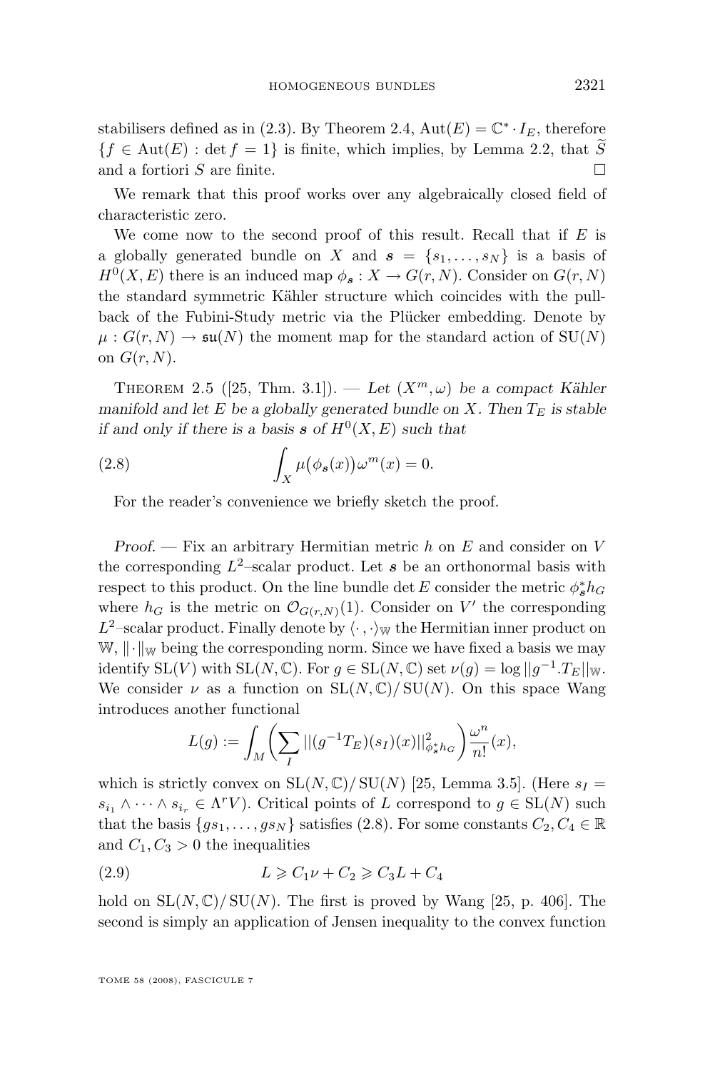stabilisers defined as in (2.3). By Theorem 2.4, $\mathrm{Aut}(E) = \mathbb{C}^* \cdot I_E$, therefore $\{f \in \mathrm{Aut}(E) : \det f = 1\}$ is finite, which implies, by Lemma 2.2, that $\widetilde{S}$ and a fortiori $S$ are finite. $\square$

We remark that this proof works over any algebraically closed field of characteristic zero.

We come now to the second proof of this result. Recall that if $E$ is a globally generated bundle on $X$ and $\boldsymbol{s} = \{s_1, \ldots, s_N\}$ is a basis of $H^0(X, E)$ there is an induced map $\phi_{\boldsymbol{s}} : X \to G(r, N)$. Consider on $G(r, N)$ the standard symmetric Kähler structure which coincides with the pull-back of the Fubini-Study metric via the Plücker embedding. Denote by $\mu : G(r, N) \to \mathfrak{su}(N)$ the moment map for the standard action of $\mathrm{SU}(N)$ on $G(r, N)$.

Theorem 2.5 ([25, Thm. 3.1]). — *Let $(X^m, \omega)$ be a compact Kähler manifold and let $E$ be a globally generated bundle on $X$. Then $T_E$ is stable if and only if there is a basis $\boldsymbol{s}$ of $H^0(X, E)$ such that*

$$\int_X \mu\big(\phi_{\boldsymbol{s}}(x)\big)\omega^m(x) = 0. \tag{2.8}$$

For the reader's convenience we briefly sketch the proof.

*Proof.* — Fix an arbitrary Hermitian metric $h$ on $E$ and consider on $V$ the corresponding $L^2$–scalar product. Let $\boldsymbol{s}$ be an orthonormal basis with respect to this product. On the line bundle $\det E$ consider the metric $\phi_{\boldsymbol{s}}^* h_G$ where $h_G$ is the metric on $\mathcal{O}_{G(r,N)}(1)$. Consider on $V'$ the corresponding $L^2$–scalar product. Finally denote by $\langle \cdot , \cdot \rangle_{\mathbb{W}}$ the Hermitian inner product on $\mathbb{W}$, $\|\cdot\|_{\mathbb{W}}$ being the corresponding norm. Since we have fixed a basis we may identify $\mathrm{SL}(V)$ with $\mathrm{SL}(N, \mathbb{C})$. For $g \in \mathrm{SL}(N, \mathbb{C})$ set $\nu(g) = \log ||g^{-1}.T_E||_{\mathbb{W}}$. We consider $\nu$ as a function on $\mathrm{SL}(N, \mathbb{C})/\mathrm{SU}(N)$. On this space Wang introduces another functional

$$L(g) := \int_M \bigg( \sum_I ||(g^{-1}T_E)(s_I)(x)||^2_{\phi_{\boldsymbol{s}}^* h_G} \bigg) \frac{\omega^n}{n!}(x),$$

which is strictly convex on $\mathrm{SL}(N, \mathbb{C})/\mathrm{SU}(N)$ [25, Lemma 3.5]. (Here $s_I = s_{i_1} \wedge \cdots \wedge s_{i_r} \in \Lambda^r V$). Critical points of $L$ correspond to $g \in \mathrm{SL}(N)$ such that the basis $\{gs_1, \ldots, gs_N\}$ satisfies (2.8). For some constants $C_2, C_4 \in \mathbb{R}$ and $C_1, C_3 > 0$ the inequalities

$$L \geqslant C_1 \nu + C_2 \geqslant C_3 L + C_4 \tag{2.9}$$

hold on $\mathrm{SL}(N, \mathbb{C})/\mathrm{SU}(N)$. The first is proved by Wang [25, p. 406]. The second is simply an application of Jensen inequality to the convex function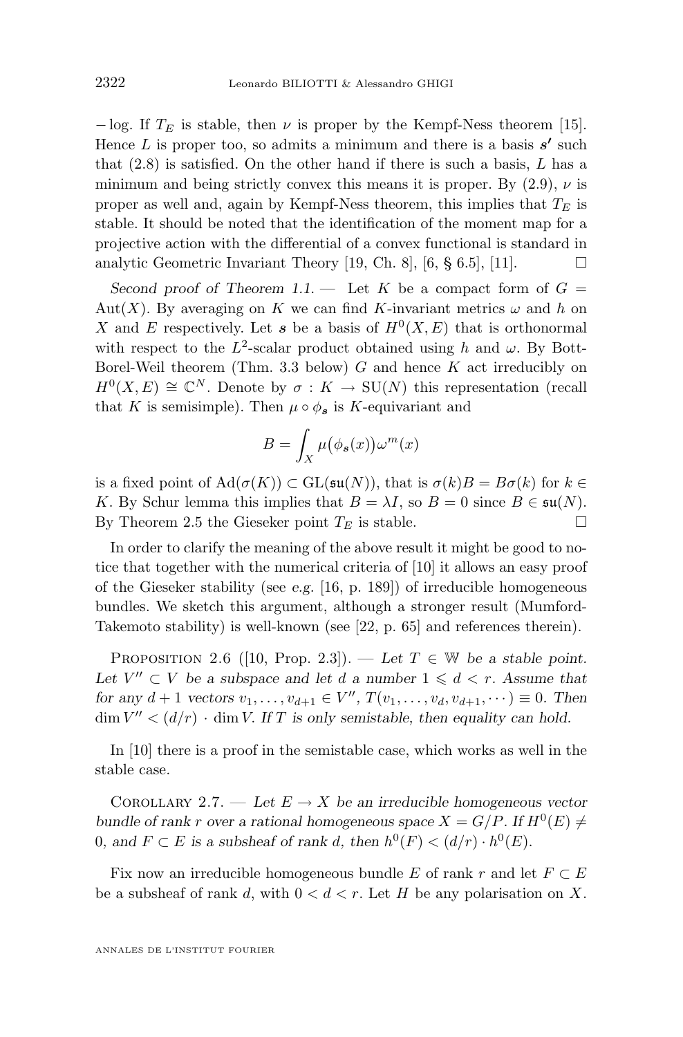$-\log$. If $T_E$ is stable, then $\nu$ is proper by the Kempf-Ness theorem [15]. Hence $L$ is proper too, so admits a minimum and there is a basis $\boldsymbol{s'}$ such that (2.8) is satisfied. On the other hand if there is such a basis, $L$ has a minimum and being strictly convex this means it is proper. By (2.9), $\nu$ is proper as well and, again by Kempf-Ness theorem, this implies that $T_E$ is stable. It should be noted that the identification of the moment map for a projective action with the differential of a convex functional is standard in analytic Geometric Invariant Theory [19, Ch. 8], [6, § 6.5], [11]. □

*Second proof of Theorem 1.1.* — Let $K$ be a compact form of $G = \mathrm{Aut}(X)$. By averaging on $K$ we can find $K$-invariant metrics $\omega$ and $h$ on $X$ and $E$ respectively. Let $\boldsymbol{s}$ be a basis of $H^0(X, E)$ that is orthonormal with respect to the $L^2$-scalar product obtained using $h$ and $\omega$. By Bott-Borel-Weil theorem (Thm. 3.3 below) $G$ and hence $K$ act irreducibly on $H^0(X, E) \cong \mathbb{C}^N$. Denote by $\sigma : K \to \mathrm{SU}(N)$ this representation (recall that $K$ is semisimple). Then $\mu \circ \phi_{\boldsymbol{s}}$ is $K$-equivariant and

$$B = \int_X \mu\big(\phi_{\boldsymbol{s}}(x)\big)\omega^m(x)$$

is a fixed point of $\mathrm{Ad}(\sigma(K)) \subset \mathrm{GL}(\mathfrak{su}(N))$, that is $\sigma(k)B = B\sigma(k)$ for $k \in K$. By Schur lemma this implies that $B = \lambda I$, so $B = 0$ since $B \in \mathfrak{su}(N)$. By Theorem 2.5 the Gieseker point $T_E$ is stable. □

In order to clarify the meaning of the above result it might be good to notice that together with the numerical criteria of [10] it allows an easy proof of the Gieseker stability (see *e.g.* [16, p. 189]) of irreducible homogeneous bundles. We sketch this argument, although a stronger result (Mumford-Takemoto stability) is well-known (see [22, p. 65] and references therein).

Proposition 2.6 ([10, Prop. 2.3]). — *Let $T \in \mathbb{W}$ be a stable point. Let $V'' \subset V$ be a subspace and let $d$ a number $1 \leqslant d < r$. Assume that for any $d+1$ vectors $v_1, \ldots, v_{d+1} \in V''$, $T(v_1, \ldots, v_d, v_{d+1}, \cdots) \equiv 0$. Then $\dim V'' < (d/r) \cdot \dim V$. If $T$ is only semistable, then equality can hold.*

In [10] there is a proof in the semistable case, which works as well in the stable case.

Corollary 2.7. — *Let $E \to X$ be an irreducible homogeneous vector bundle of rank $r$ over a rational homogeneous space $X = G/P$. If $H^0(E) \neq 0$, and $F \subset E$ is a subsheaf of rank $d$, then $h^0(F) < (d/r) \cdot h^0(E)$.*

Fix now an irreducible homogeneous bundle $E$ of rank $r$ and let $F \subset E$ be a subsheaf of rank $d$, with $0 < d < r$. Let $H$ be any polarisation on $X$.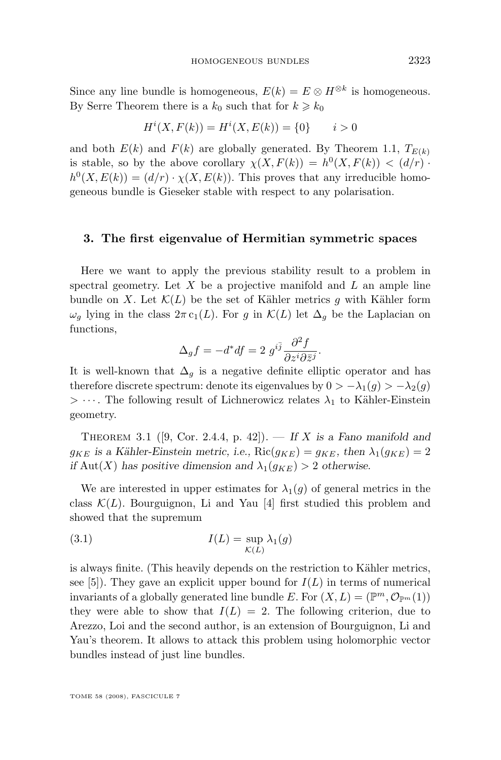Since any line bundle is homogeneous, $E(k) = E \otimes H^{\otimes k}$ is homogeneous. By Serre Theorem there is a $k_0$ such that for $k \geqslant k_0$

$$H^i(X, F(k)) = H^i(X, E(k)) = \{0\} \qquad i > 0$$

and both $E(k)$ and $F(k)$ are globally generated. By Theorem 1.1, $T_{E(k)}$ is stable, so by the above corollary $\chi(X, F(k)) = h^0(X, F(k)) < (d/r) \cdot h^0(X, E(k)) = (d/r) \cdot \chi(X, E(k))$. This proves that any irreducible homogeneous bundle is Gieseker stable with respect to any polarisation.

## 3. The first eigenvalue of Hermitian symmetric spaces

Here we want to apply the previous stability result to a problem in spectral geometry. Let $X$ be a projective manifold and $L$ an ample line bundle on $X$. Let $\mathcal{K}(L)$ be the set of Kähler metrics $g$ with Kähler form $\omega_g$ lying in the class $2\pi\, c_1(L)$. For $g$ in $\mathcal{K}(L)$ let $\Delta_g$ be the Laplacian on functions,

$$\Delta_g f = -d^* df = 2\ g^{i\bar{j}} \frac{\partial^2 f}{\partial z^i \partial \bar{z}^j}.$$

It is well-known that $\Delta_g$ is a negative definite elliptic operator and has therefore discrete spectrum: denote its eigenvalues by $0 > -\lambda_1(g) > -\lambda_2(g) > \cdots$. The following result of Lichnerowicz relates $\lambda_1$ to Kähler-Einstein geometry.

Theorem 3.1 ([9, Cor. 2.4.4, p. 42]). — *If $X$ is a Fano manifold and $g_{KE}$ is a Kähler-Einstein metric, i.e.,* $\mathrm{Ric}(g_{KE}) = g_{KE}$, *then* $\lambda_1(g_{KE}) = 2$ *if* $\mathrm{Aut}(X)$ *has positive dimension and* $\lambda_1(g_{KE}) > 2$ *otherwise.*

We are interested in upper estimates for $\lambda_1(g)$ of general metrics in the class $\mathcal{K}(L)$. Bourguignon, Li and Yau [4] first studied this problem and showed that the supremum

$$I(L) = \sup_{\mathcal{K}(L)} \lambda_1(g) \tag{3.1}$$

is always finite. (This heavily depends on the restriction to Kähler metrics, see [5]). They gave an explicit upper bound for $I(L)$ in terms of numerical invariants of a globally generated line bundle $E$. For $(X, L) = (\mathbb{P}^m, \mathcal{O}_{\mathbb{P}^m}(1))$ they were able to show that $I(L) = 2$. The following criterion, due to Arezzo, Loi and the second author, is an extension of Bourguignon, Li and Yau's theorem. It allows to attack this problem using holomorphic vector bundles instead of just line bundles.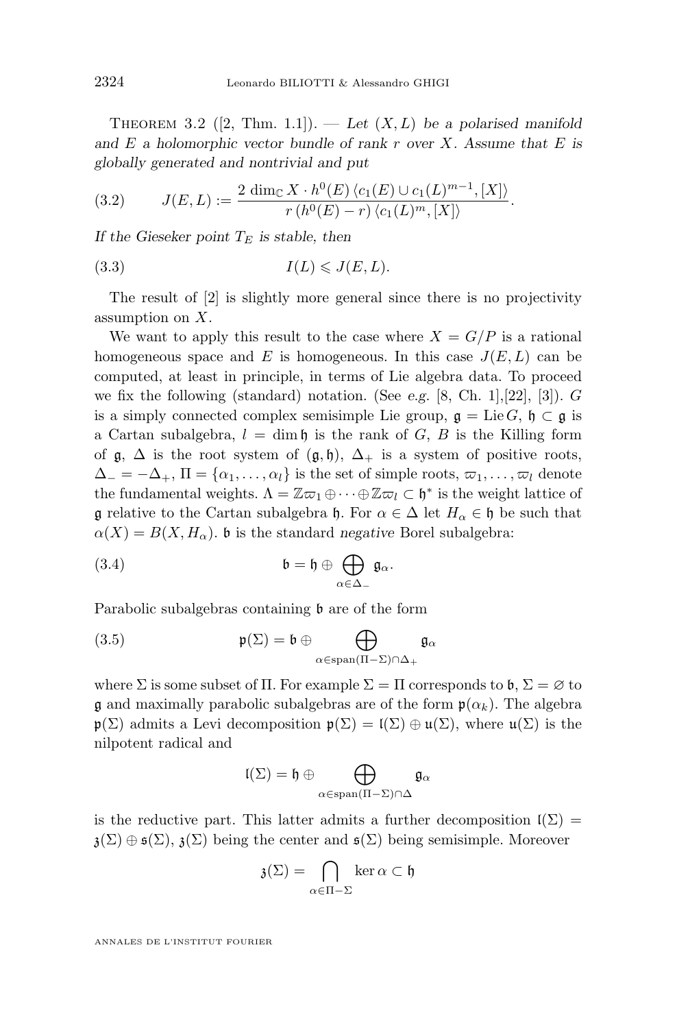Theorem 3.2 ([2, Thm. 1.1]). — *Let $(X, L)$ be a polarised manifold and $E$ a holomorphic vector bundle of rank $r$ over $X$. Assume that $E$ is globally generated and nontrivial and put*

$$J(E,L) := \frac{2\dim_{\mathbb{C}} X \cdot h^0(E)\,\langle c_1(E) \cup c_1(L)^{m-1}, [X]\rangle}{r\,(h^0(E)-r)\,\langle c_1(L)^m, [X]\rangle}. \tag{3.2}$$

*If the Gieseker point $T_E$ is stable, then*

$$I(L) \leqslant J(E,L). \tag{3.3}$$

The result of [2] is slightly more general since there is no projectivity assumption on $X$.

We want to apply this result to the case where $X = G/P$ is a rational homogeneous space and $E$ is homogeneous. In this case $J(E,L)$ can be computed, at least in principle, in terms of Lie algebra data. To proceed we fix the following (standard) notation. (See *e.g.* [8, Ch. 1],[22], [3]). $G$ is a simply connected complex semisimple Lie group, $\mathfrak{g} = \operatorname{Lie} G$, $\mathfrak{h} \subset \mathfrak{g}$ is a Cartan subalgebra, $l = \dim \mathfrak{h}$ is the rank of $G$, $B$ is the Killing form of $\mathfrak{g}$, $\Delta$ is the root system of $(\mathfrak{g}, \mathfrak{h})$, $\Delta_+$ is a system of positive roots, $\Delta_- = -\Delta_+$, $\Pi = \{\alpha_1, \dots, \alpha_l\}$ is the set of simple roots, $\varpi_1, \dots, \varpi_l$ denote the fundamental weights. $\Lambda = \mathbb{Z}\varpi_1 \oplus \cdots \oplus \mathbb{Z}\varpi_l \subset \mathfrak{h}^*$ is the weight lattice of $\mathfrak{g}$ relative to the Cartan subalgebra $\mathfrak{h}$. For $\alpha \in \Delta$ let $H_\alpha \in \mathfrak{h}$ be such that $\alpha(X) = B(X, H_\alpha)$. $\mathfrak{b}$ is the standard *negative* Borel subalgebra:

$$\mathfrak{b} = \mathfrak{h} \oplus \bigoplus_{\alpha \in \Delta_-} \mathfrak{g}_\alpha. \tag{3.4}$$

Parabolic subalgebras containing $\mathfrak{b}$ are of the form

$$\mathfrak{p}(\Sigma) = \mathfrak{b} \oplus \bigoplus_{\alpha \in \operatorname{span}(\Pi - \Sigma) \cap \Delta_+} \mathfrak{g}_\alpha \tag{3.5}$$

where $\Sigma$ is some subset of $\Pi$. For example $\Sigma = \Pi$ corresponds to $\mathfrak{b}$, $\Sigma = \varnothing$ to $\mathfrak{g}$ and maximally parabolic subalgebras are of the form $\mathfrak{p}(\alpha_k)$. The algebra $\mathfrak{p}(\Sigma)$ admits a Levi decomposition $\mathfrak{p}(\Sigma) = \mathfrak{l}(\Sigma) \oplus \mathfrak{u}(\Sigma)$, where $\mathfrak{u}(\Sigma)$ is the nilpotent radical and

$$\mathfrak{l}(\Sigma) = \mathfrak{h} \oplus \bigoplus_{\alpha \in \operatorname{span}(\Pi - \Sigma) \cap \Delta} \mathfrak{g}_\alpha$$

is the reductive part. This latter admits a further decomposition $\mathfrak{l}(\Sigma) = \mathfrak{z}(\Sigma) \oplus \mathfrak{s}(\Sigma)$, $\mathfrak{z}(\Sigma)$ being the center and $\mathfrak{s}(\Sigma)$ being semisimple. Moreover

$$\mathfrak{z}(\Sigma) = \bigcap_{\alpha \in \Pi - \Sigma} \ker \alpha \subset \mathfrak{h}$$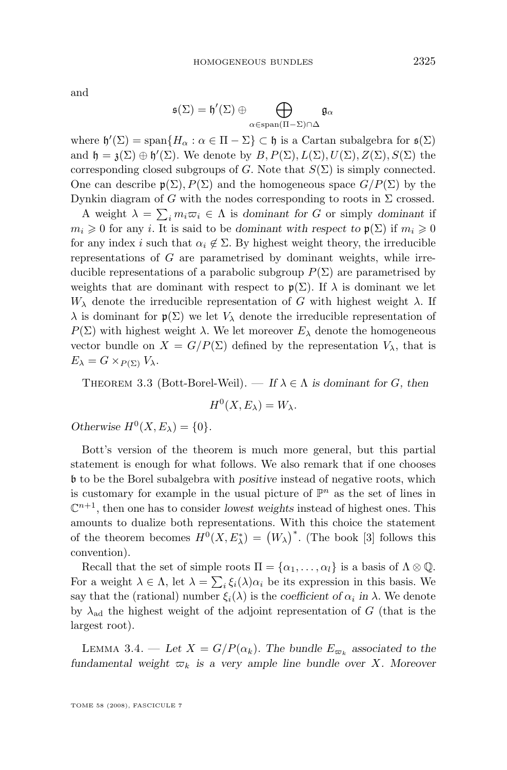and

$$\mathfrak{s}(\Sigma) = \mathfrak{h}'(\Sigma) \oplus \bigoplus_{\alpha \in \operatorname{span}(\Pi - \Sigma) \cap \Delta} \mathfrak{g}_\alpha$$

where $\mathfrak{h}'(\Sigma) = \operatorname{span}\{H_\alpha : \alpha \in \Pi - \Sigma\} \subset \mathfrak{h}$ is a Cartan subalgebra for $\mathfrak{s}(\Sigma)$ and $\mathfrak{h} = \mathfrak{z}(\Sigma) \oplus \mathfrak{h}'(\Sigma)$. We denote by $B, P(\Sigma), L(\Sigma), U(\Sigma), Z(\Sigma), S(\Sigma)$ the corresponding closed subgroups of $G$. Note that $S(\Sigma)$ is simply connected. One can describe $\mathfrak{p}(\Sigma), P(\Sigma)$ and the homogeneous space $G/P(\Sigma)$ by the Dynkin diagram of $G$ with the nodes corresponding to roots in $\Sigma$ crossed.

A weight $\lambda = \sum_i m_i \varpi_i \in \Lambda$ is *dominant for* $G$ or simply *dominant* if $m_i \geqslant 0$ for any $i$. It is said to be *dominant with respect to* $\mathfrak{p}(\Sigma)$ if $m_i \geqslant 0$ for any index $i$ such that $\alpha_i \notin \Sigma$. By highest weight theory, the irreducible representations of $G$ are parametrised by dominant weights, while irreducible representations of a parabolic subgroup $P(\Sigma)$ are parametrised by weights that are dominant with respect to $\mathfrak{p}(\Sigma)$. If $\lambda$ is dominant we let $W_\lambda$ denote the irreducible representation of $G$ with highest weight $\lambda$. If $\lambda$ is dominant for $\mathfrak{p}(\Sigma)$ we let $V_\lambda$ denote the irreducible representation of $P(\Sigma)$ with highest weight $\lambda$. We let moreover $E_\lambda$ denote the homogeneous vector bundle on $X = G/P(\Sigma)$ defined by the representation $V_\lambda$, that is $E_\lambda = G \times_{P(\Sigma)} V_\lambda$.

Theorem 3.3 (Bott-Borel-Weil). — *If $\lambda \in \Lambda$ is dominant for $G$, then*

$$H^0(X, E_\lambda) = W_\lambda.$$

*Otherwise $H^0(X, E_\lambda) = \{0\}$.*

Bott's version of the theorem is much more general, but this partial statement is enough for what follows. We also remark that if one chooses $\mathfrak{b}$ to be the Borel subalgebra with *positive* instead of negative roots, which is customary for example in the usual picture of $\mathbb{P}^n$ as the set of lines in $\mathbb{C}^{n+1}$, then one has to consider *lowest weights* instead of highest ones. This amounts to dualize both representations. With this choice the statement of the theorem becomes $H^0(X, E^*_\lambda) = \big(W_\lambda\big)^*$. (The book [3] follows this convention).

Recall that the set of simple roots $\Pi = \{\alpha_1, \ldots, \alpha_l\}$ is a basis of $\Lambda \otimes \mathbb{Q}$. For a weight $\lambda \in \Lambda$, let $\lambda = \sum_i \xi_i(\lambda)\alpha_i$ be its expression in this basis. We say that the (rational) number $\xi_i(\lambda)$ is the *coefficient of $\alpha_i$ in $\lambda$*. We denote by $\lambda_{\mathrm{ad}}$ the highest weight of the adjoint representation of $G$ (that is the largest root).

Lemma 3.4. — *Let $X = G/P(\alpha_k)$. The bundle $E_{\varpi_k}$ associated to the fundamental weight $\varpi_k$ is a very ample line bundle over $X$. Moreover*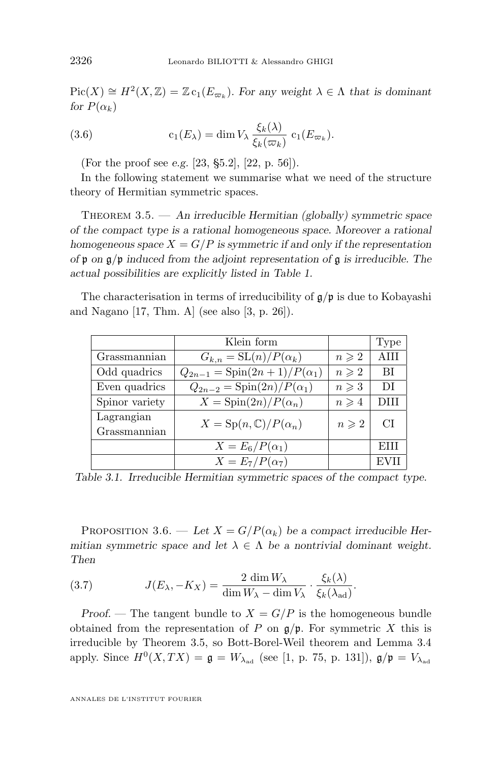$\mathrm{Pic}(X) \cong H^2(X,\mathbb{Z}) = \mathbb{Z}\,\mathrm{c}_1(E_{\varpi_k})$. *For any weight $\lambda \in \Lambda$ that is dominant for $P(\alpha_k)$*

$$\mathrm{c}_1(E_\lambda) = \dim V_\lambda \, \frac{\xi_k(\lambda)}{\xi_k(\varpi_k)} \, \mathrm{c}_1(E_{\varpi_k}). \tag{3.6}$$

(For the proof see *e.g.* [23, §5.2], [22, p. 56]).

In the following statement we summarise what we need of the structure theory of Hermitian symmetric spaces.

Theorem 3.5. — *An irreducible Hermitian (globally) symmetric space of the compact type is a rational homogeneous space. Moreover a rational homogeneous space $X = G/P$ is symmetric if and only if the representation of $\mathfrak{p}$ on $\mathfrak{g}/\mathfrak{p}$ induced from the adjoint representation of $\mathfrak{g}$ is irreducible. The actual possibilities are explicitly listed in Table 1.*

The characterisation in terms of irreducibility of $\mathfrak{g}/\mathfrak{p}$ is due to Kobayashi and Nagano [17, Thm. A] (see also [3, p. 26]).

| | Klein form | | Type |
|---|---|---|---|
| Grassmannian | $G_{k,n} = \mathrm{SL}(n)/P(\alpha_k)$ | $n \geqslant 2$ | AIII |
| Odd quadrics | $Q_{2n-1} = \mathrm{Spin}(2n+1)/P(\alpha_1)$ | $n \geqslant 2$ | BI |
| Even quadrics | $Q_{2n-2} = \mathrm{Spin}(2n)/P(\alpha_1)$ | $n \geqslant 3$ | DI |
| Spinor variety | $X = \mathrm{Spin}(2n)/P(\alpha_n)$ | $n \geqslant 4$ | DIII |
| Lagrangian Grassmannian | $X = \mathrm{Sp}(n,\mathbb{C})/P(\alpha_n)$ | $n \geqslant 2$ | CI |
| | $X = E_6/P(\alpha_1)$ | | EIII |
| | $X = E_7/P(\alpha_7)$ | | EVII |

*Table 3.1. Irreducible Hermitian symmetric spaces of the compact type.*

Proposition 3.6. — *Let $X = G/P(\alpha_k)$ be a compact irreducible Hermitian symmetric space and let $\lambda \in \Lambda$ be a nontrivial dominant weight. Then*

$$J(E_\lambda, -K_X) = \frac{2\dim W_\lambda}{\dim W_\lambda - \dim V_\lambda} \cdot \frac{\xi_k(\lambda)}{\xi_k(\lambda_{\mathrm{ad}})}. \tag{3.7}$$

*Proof.* — The tangent bundle to $X = G/P$ is the homogeneous bundle obtained from the representation of $P$ on $\mathfrak{g}/\mathfrak{p}$. For symmetric $X$ this is irreducible by Theorem 3.5, so Bott-Borel-Weil theorem and Lemma 3.4 apply. Since $H^0(X, TX) = \mathfrak{g} = W_{\lambda_{\mathrm{ad}}}$ (see [1, p. 75, p. 131]), $\mathfrak{g}/\mathfrak{p} = V_{\lambda_{\mathrm{ad}}}$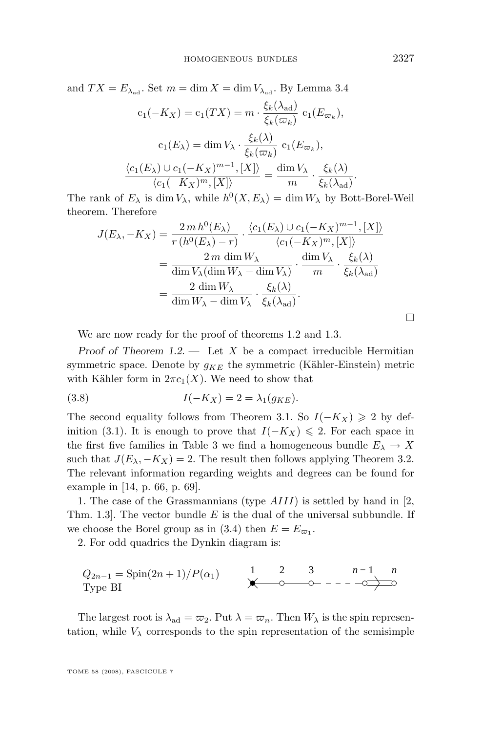and $TX = E_{\lambda_{\mathrm{ad}}}$. Set $m = \dim X = \dim V_{\lambda_{\mathrm{ad}}}$. By Lemma 3.4

$$\mathrm{c}_1(-K_X) = \mathrm{c}_1(TX) = m \cdot \frac{\xi_k(\lambda_{\mathrm{ad}})}{\xi_k(\varpi_k)}\ \mathrm{c}_1(E_{\varpi_k}),$$

$$\mathrm{c}_1(E_\lambda) = \dim V_\lambda \cdot \frac{\xi_k(\lambda)}{\xi_k(\varpi_k)}\ \mathrm{c}_1(E_{\varpi_k}),$$

$$\frac{\langle c_1(E_\lambda) \cup c_1(-K_X)^{m-1}, [X]\rangle}{\langle c_1(-K_X)^m, [X]\rangle} = \frac{\dim V_\lambda}{m} \cdot \frac{\xi_k(\lambda)}{\xi_k(\lambda_{\mathrm{ad}})}.$$

The rank of $E_\lambda$ is $\dim V_\lambda$, while $h^0(X, E_\lambda) = \dim W_\lambda$ by Bott-Borel-Weil theorem. Therefore

$$\begin{aligned}
J(E_\lambda, -K_X) &= \frac{2\, m\, h^0(E_\lambda)}{r\,(h^0(E_\lambda) - r)} \cdot \frac{\langle c_1(E_\lambda) \cup c_1(-K_X)^{m-1}, [X]\rangle}{\langle c_1(-K_X)^m, [X]\rangle} \\
&= \frac{2\, m\, \dim W_\lambda}{\dim V_\lambda (\dim W_\lambda - \dim V_\lambda)} \cdot \frac{\dim V_\lambda}{m} \cdot \frac{\xi_k(\lambda)}{\xi_k(\lambda_{\mathrm{ad}})} \\
&= \frac{2\, \dim W_\lambda}{\dim W_\lambda - \dim V_\lambda} \cdot \frac{\xi_k(\lambda)}{\xi_k(\lambda_{\mathrm{ad}})}.
\end{aligned}$$

□

We are now ready for the proof of theorems 1.2 and 1.3.

*Proof of Theorem 1.2.* — Let $X$ be a compact irreducible Hermitian symmetric space. Denote by $g_{KE}$ the symmetric (Kähler-Einstein) metric with Kähler form in $2\pi c_1(X)$. We need to show that

$$I(-K_X) = 2 = \lambda_1(g_{KE}). \tag{3.8}$$

The second equality follows from Theorem 3.1. So $I(-K_X) \geqslant 2$ by definition (3.1). It is enough to prove that $I(-K_X) \leqslant 2$. For each space in the first five families in Table 3 we find a homogeneous bundle $E_\lambda \to X$ such that $J(E_\lambda, -K_X) = 2$. The result then follows applying Theorem 3.2. The relevant information regarding weights and degrees can be found for example in [14, p. 66, p. 69].

1. The case of the Grassmannians (type $AIII$) is settled by hand in [2, Thm. 1.3]. The vector bundle $E$ is the dual of the universal subbundle. If we choose the Borel group as in (3.4) then $E = E_{\varpi_1}$.

2. For odd quadrics the Dynkin diagram is:

$Q_{2n-1} = \mathrm{Spin}(2n+1)/P(\alpha_1)$
Type BI

1 2 3 $n-1$ $n$

The largest root is $\lambda_{\mathrm{ad}} = \varpi_2$. Put $\lambda = \varpi_n$. Then $W_\lambda$ is the spin representation, while $V_\lambda$ corresponds to the spin representation of the semisimple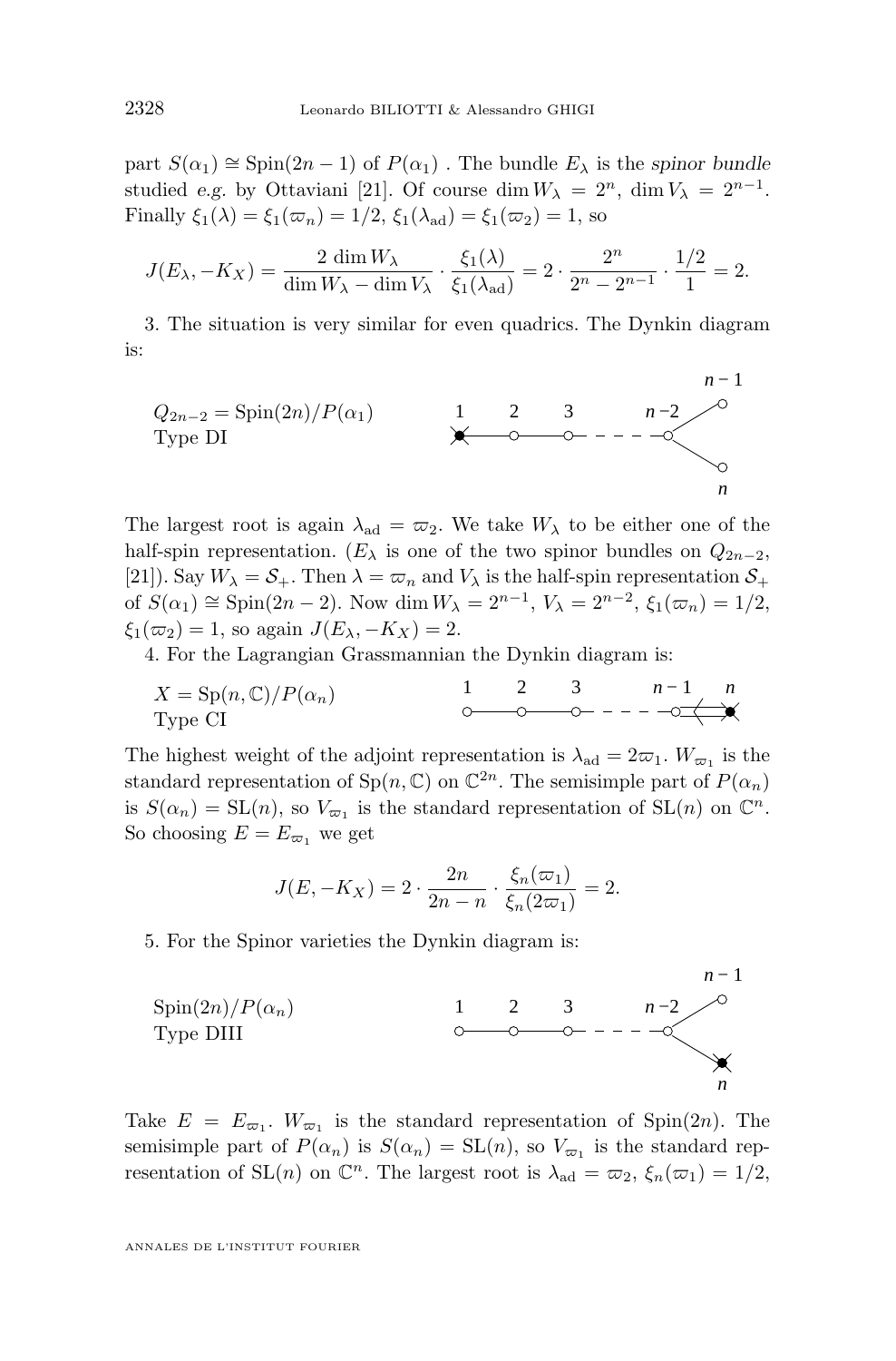part $S(\alpha_1) \cong \mathrm{Spin}(2n-1)$ of $P(\alpha_1)$ . The bundle $E_\lambda$ is the *spinor bundle* studied *e.g.* by Ottaviani [21]. Of course $\dim W_\lambda = 2^n$, $\dim V_\lambda = 2^{n-1}$. Finally $\xi_1(\lambda) = \xi_1(\varpi_n) = 1/2$, $\xi_1(\lambda_{\mathrm{ad}}) = \xi_1(\varpi_2) = 1$, so

$$J(E_\lambda, -K_X) = \frac{2\dim W_\lambda}{\dim W_\lambda - \dim V_\lambda} \cdot \frac{\xi_1(\lambda)}{\xi_1(\lambda_{\mathrm{ad}})} = 2 \cdot \frac{2^n}{2^n - 2^{n-1}} \cdot \frac{1/2}{1} = 2.$$

3. The situation is very similar for even quadrics. The Dynkin diagram is:

$Q_{2n-2} = \mathrm{Spin}(2n)/P(\alpha_1)$
Type DI

1 2 3 $n-2$ $n-1$ $n$

The largest root is again $\lambda_{\mathrm{ad}} = \varpi_2$. We take $W_\lambda$ to be either one of the half-spin representation. ($E_\lambda$ is one of the two spinor bundles on $Q_{2n-2}$, [21]). Say $W_\lambda = \mathcal{S}_+$. Then $\lambda = \varpi_n$ and $V_\lambda$ is the half-spin representation $\mathcal{S}_+$ of $S(\alpha_1) \cong \mathrm{Spin}(2n-2)$. Now $\dim W_\lambda = 2^{n-1}$, $V_\lambda = 2^{n-2}$, $\xi_1(\varpi_n) = 1/2$, $\xi_1(\varpi_2) = 1$, so again $J(E_\lambda, -K_X) = 2$.

4. For the Lagrangian Grassmannian the Dynkin diagram is:

$X = \mathrm{Sp}(n, \mathbb{C})/P(\alpha_n)$
Type CI

1 2 3 $n-1$ $n$

The highest weight of the adjoint representation is $\lambda_{\mathrm{ad}} = 2\varpi_1$. $W_{\varpi_1}$ is the standard representation of $\mathrm{Sp}(n, \mathbb{C})$ on $\mathbb{C}^{2n}$. The semisimple part of $P(\alpha_n)$ is $S(\alpha_n) = \mathrm{SL}(n)$, so $V_{\varpi_1}$ is the standard representation of $\mathrm{SL}(n)$ on $\mathbb{C}^n$. So choosing $E = E_{\varpi_1}$ we get

$$J(E, -K_X) = 2 \cdot \frac{2n}{2n - n} \cdot \frac{\xi_n(\varpi_1)}{\xi_n(2\varpi_1)} = 2.$$

5. For the Spinor varieties the Dynkin diagram is:

$\mathrm{Spin}(2n)/P(\alpha_n)$
Type DIII

1 2 3 $n-2$ $n-1$ $n$

Take $E = E_{\varpi_1}$. $W_{\varpi_1}$ is the standard representation of $\mathrm{Spin}(2n)$. The semisimple part of $P(\alpha_n)$ is $S(\alpha_n) = \mathrm{SL}(n)$, so $V_{\varpi_1}$ is the standard representation of $\mathrm{SL}(n)$ on $\mathbb{C}^n$. The largest root is $\lambda_{\mathrm{ad}} = \varpi_2$, $\xi_n(\varpi_1) = 1/2$,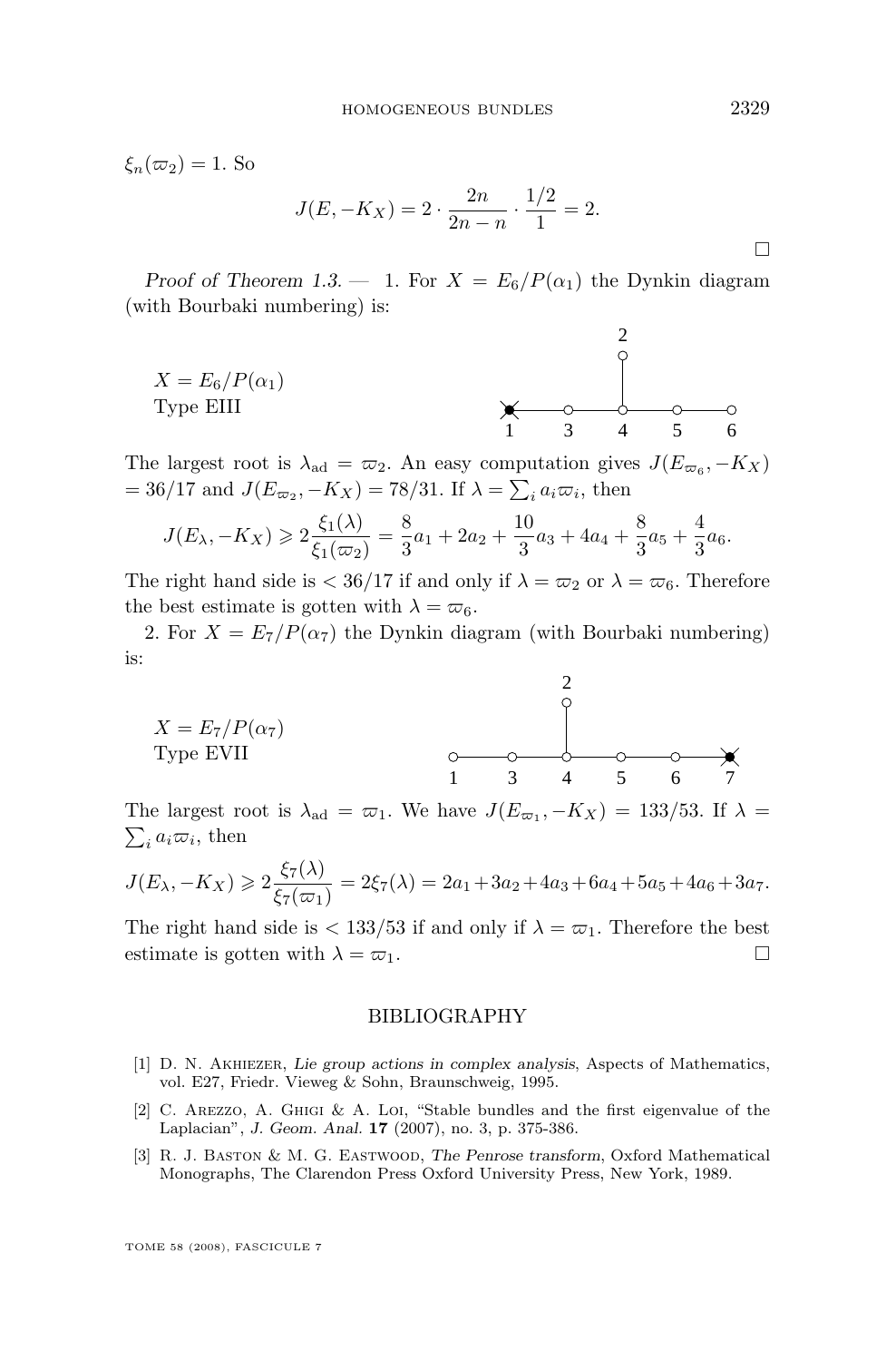$\xi_n(\varpi_2) = 1$. So

$$J(E, -K_X) = 2 \cdot \frac{2n}{2n-n} \cdot \frac{1/2}{1} = 2.$$

□

*Proof of Theorem 1.3.* — 1. For $X = E_6/P(\alpha_1)$ the Dynkin diagram (with Bourbaki numbering) is:

$X = E_6/P(\alpha_1)$
Type EIII

2
1 3 4 5 6

The largest root is $\lambda_{\mathrm{ad}} = \varpi_2$. An easy computation gives $J(E_{\varpi_6}, -K_X) = 36/17$ and $J(E_{\varpi_2}, -K_X) = 78/31$. If $\lambda = \sum_i a_i \varpi_i$, then

$$J(E_\lambda, -K_X) \geqslant 2\frac{\xi_1(\lambda)}{\xi_1(\varpi_2)} = \frac{8}{3}a_1 + 2a_2 + \frac{10}{3}a_3 + 4a_4 + \frac{8}{3}a_5 + \frac{4}{3}a_6.$$

The right hand side is $< 36/17$ if and only if $\lambda = \varpi_2$ or $\lambda = \varpi_6$. Therefore the best estimate is gotten with $\lambda = \varpi_6$.

2. For $X = E_7/P(\alpha_7)$ the Dynkin diagram (with Bourbaki numbering) is:

$X = E_7/P(\alpha_7)$
Type EVII

2
1 3 4 5 6 7

The largest root is $\lambda_{\mathrm{ad}} = \varpi_1$. We have $J(E_{\varpi_1}, -K_X) = 133/53$. If $\lambda = \sum_i a_i \varpi_i$, then

$$J(E_\lambda, -K_X) \geqslant 2\frac{\xi_7(\lambda)}{\xi_7(\varpi_1)} = 2\xi_7(\lambda) = 2a_1 + 3a_2 + 4a_3 + 6a_4 + 5a_5 + 4a_6 + 3a_7.$$

The right hand side is $< 133/53$ if and only if $\lambda = \varpi_1$. Therefore the best estimate is gotten with $\lambda = \varpi_1$. □

## BIBLIOGRAPHY

[1] D. N. Akhiezer, *Lie group actions in complex analysis*, Aspects of Mathematics, vol. E27, Friedr. Vieweg & Sohn, Braunschweig, 1995.

[2] C. Arezzo, A. Ghigi & A. Loi, "Stable bundles and the first eigenvalue of the Laplacian", *J. Geom. Anal.* **17** (2007), no. 3, p. 375-386.

[3] R. J. Baston & M. G. Eastwood, *The Penrose transform*, Oxford Mathematical Monographs, The Clarendon Press Oxford University Press, New York, 1989.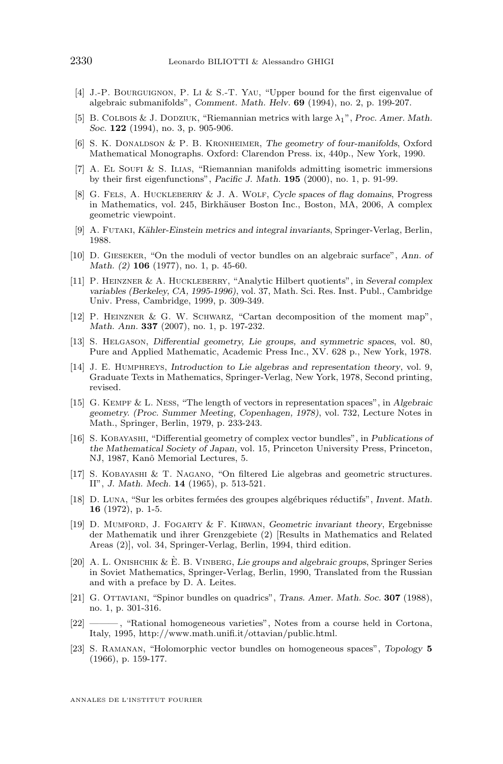[4] J.-P. Bourguignon, P. Li & S.-T. Yau, “Upper bound for the first eigenvalue of algebraic submanifolds”, *Comment. Math. Helv.* **69** (1994), no. 2, p. 199-207.

[5] B. Colbois & J. Dodziuk, “Riemannian metrics with large $\lambda_1$”, *Proc. Amer. Math. Soc.* **122** (1994), no. 3, p. 905-906.

[6] S. K. Donaldson & P. B. Kronheimer, *The geometry of four-manifolds*, Oxford Mathematical Monographs. Oxford: Clarendon Press. ix, 440p., New York, 1990.

[7] A. El Soufi & S. Ilias, “Riemannian manifolds admitting isometric immersions by their first eigenfunctions”, *Pacific J. Math.* **195** (2000), no. 1, p. 91-99.

[8] G. Fels, A. Huckleberry & J. A. Wolf, *Cycle spaces of flag domains*, Progress in Mathematics, vol. 245, Birkhäuser Boston Inc., Boston, MA, 2006, A complex geometric viewpoint.

[9] A. Futaki, *Kähler-Einstein metrics and integral invariants*, Springer-Verlag, Berlin, 1988.

[10] D. Gieseker, “On the moduli of vector bundles on an algebraic surface”, *Ann. of Math. (2)* **106** (1977), no. 1, p. 45-60.

[11] P. Heinzner & A. Huckleberry, “Analytic Hilbert quotients”, in *Several complex variables (Berkeley, CA, 1995-1996)*, vol. 37, Math. Sci. Res. Inst. Publ., Cambridge Univ. Press, Cambridge, 1999, p. 309-349.

[12] P. Heinzner & G. W. Schwarz, “Cartan decomposition of the moment map”, *Math. Ann.* **337** (2007), no. 1, p. 197-232.

[13] S. Helgason, *Differential geometry, Lie groups, and symmetric spaces*, vol. 80, Pure and Applied Mathematic, Academic Press Inc., XV. 628 p., New York, 1978.

[14] J. E. Humphreys, *Introduction to Lie algebras and representation theory*, vol. 9, Graduate Texts in Mathematics, Springer-Verlag, New York, 1978, Second printing, revised.

[15] G. Kempf & L. Ness, “The length of vectors in representation spaces”, in *Algebraic geometry. (Proc. Summer Meeting, Copenhagen, 1978)*, vol. 732, Lecture Notes in Math., Springer, Berlin, 1979, p. 233-243.

[16] S. Kobayashi, “Differential geometry of complex vector bundles”, in *Publications of the Mathematical Society of Japan*, vol. 15, Princeton University Press, Princeton, NJ, 1987, Kanô Memorial Lectures, 5.

[17] S. Kobayashi & T. Nagano, “On filtered Lie algebras and geometric structures. II”, *J. Math. Mech.* **14** (1965), p. 513-521.

[18] D. Luna, “Sur les orbites fermées des groupes algébriques réductifs”, *Invent. Math.* **16** (1972), p. 1-5.

[19] D. Mumford, J. Fogarty & F. Kirwan, *Geometric invariant theory*, Ergebnisse der Mathematik und ihrer Grenzgebiete (2) [Results in Mathematics and Related Areas (2)], vol. 34, Springer-Verlag, Berlin, 1994, third edition.

[20] A. L. Onishchik & È. B. Vinberg, *Lie groups and algebraic groups*, Springer Series in Soviet Mathematics, Springer-Verlag, Berlin, 1990, Translated from the Russian and with a preface by D. A. Leites.

[21] G. Ottaviani, “Spinor bundles on quadrics”, *Trans. Amer. Math. Soc.* **307** (1988), no. 1, p. 301-316.

[22] ———, “Rational homogeneous varieties”, Notes from a course held in Cortona, Italy, 1995, http://www.math.unifi.it/ottavian/public.html.

[23] S. Ramanan, “Holomorphic vector bundles on homogeneous spaces”, *Topology* **5** (1966), p. 159-177.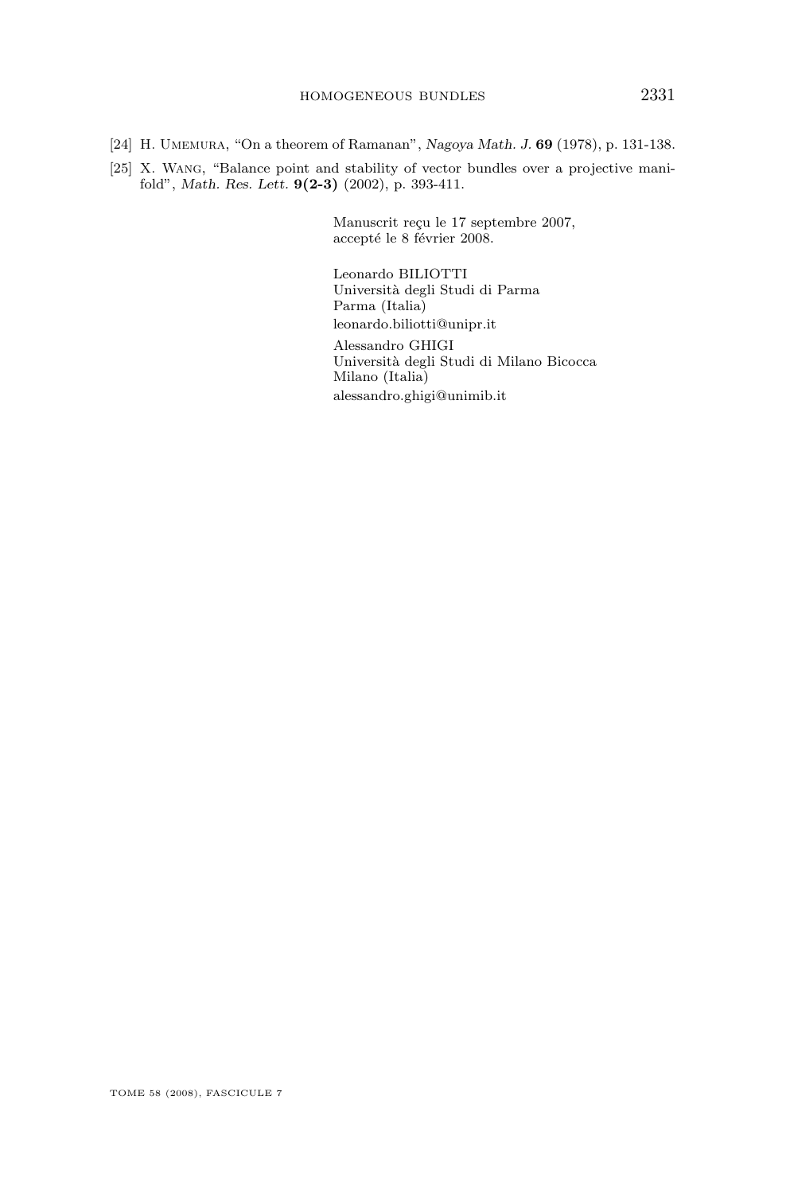[24] H. Umemura, “On a theorem of Ramanan”, *Nagoya Math. J.* **69** (1978), p. 131-138.

[25] X. Wang, “Balance point and stability of vector bundles over a projective manifold”, *Math. Res. Lett.* **9(2-3)** (2002), p. 393-411.

Manuscrit reçu le 17 septembre 2007,
accepté le 8 février 2008.

Leonardo BILIOTTI
Università degli Studi di Parma
Parma (Italia)
leonardo.biliotti@unipr.it

Alessandro GHIGI
Università degli Studi di Milano Bicocca
Milano (Italia)
alessandro.ghigi@unimib.it